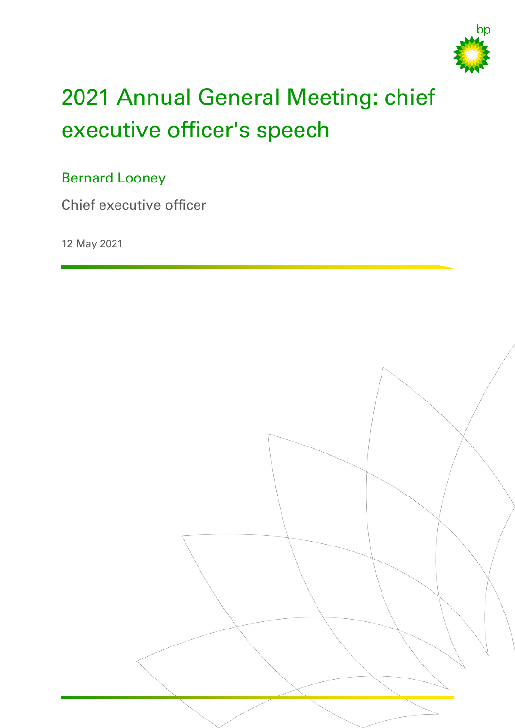# 2021 Annual General Meeting: chief executive officer's speech

Bernard Looney

Chief executive officer

12 May 2021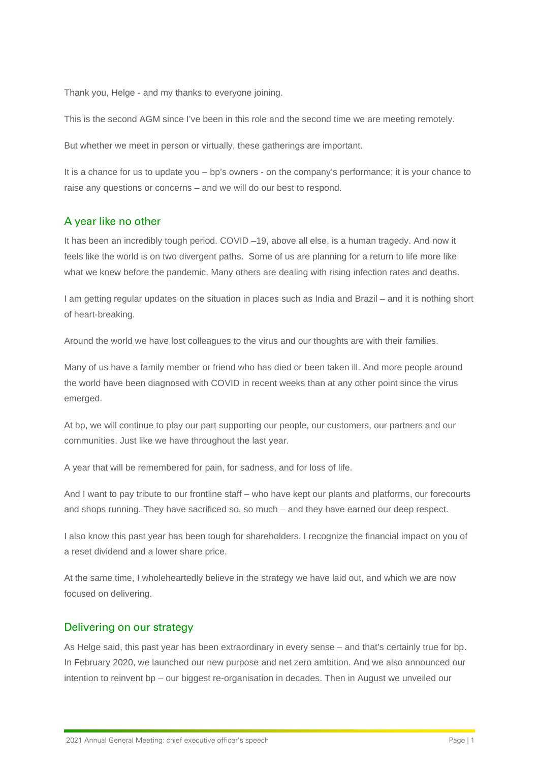Thank you, Helge - and my thanks to everyone joining.

This is the second AGM since I've been in this role and the second time we are meeting remotely.

But whether we meet in person or virtually, these gatherings are important.

It is a chance for us to update you – bp's owners - on the company's performance; it is your chance to raise any questions or concerns – and we will do our best to respond.

## A year like no other

It has been an incredibly tough period. COVID –19, above all else, is a human tragedy. And now it feels like the world is on two divergent paths. Some of us are planning for a return to life more like what we knew before the pandemic. Many others are dealing with rising infection rates and deaths.

I am getting regular updates on the situation in places such as India and Brazil – and it is nothing short of heart-breaking.

Around the world we have lost colleagues to the virus and our thoughts are with their families.

Many of us have a family member or friend who has died or been taken ill. And more people around the world have been diagnosed with COVID in recent weeks than at any other point since the virus emerged.

At bp, we will continue to play our part supporting our people, our customers, our partners and our communities. Just like we have throughout the last year.

A year that will be remembered for pain, for sadness, and for loss of life.

And I want to pay tribute to our frontline staff – who have kept our plants and platforms, our forecourts and shops running. They have sacrificed so, so much – and they have earned our deep respect.

I also know this past year has been tough for shareholders. I recognize the financial impact on you of a reset dividend and a lower share price.

At the same time, I wholeheartedly believe in the strategy we have laid out, and which we are now focused on delivering.

## Delivering on our strategy

As Helge said, this past year has been extraordinary in every sense – and that's certainly true for bp. In February 2020, we launched our new purpose and net zero ambition. And we also announced our intention to reinvent bp – our biggest re-organisation in decades. Then in August we unveiled our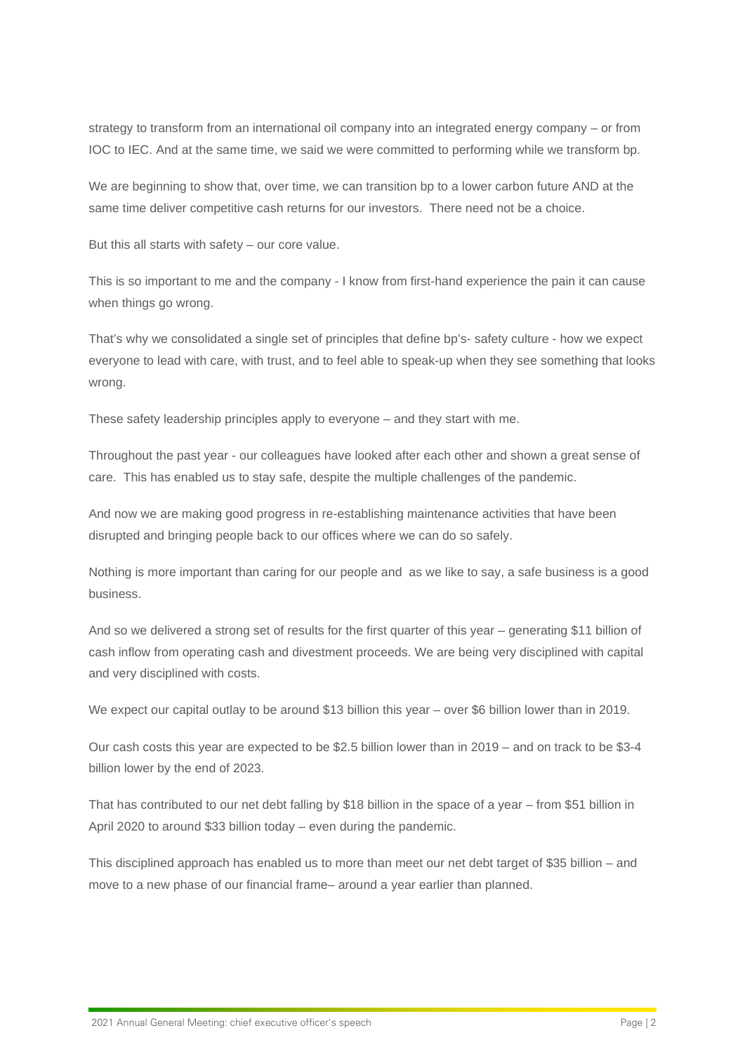strategy to transform from an international oil company into an integrated energy company – or from IOC to IEC. And at the same time, we said we were committed to performing while we transform bp.

We are beginning to show that, over time, we can transition bp to a lower carbon future AND at the same time deliver competitive cash returns for our investors. There need not be a choice.

But this all starts with safety – our core value.

This is so important to me and the company - I know from first-hand experience the pain it can cause when things go wrong.

That's why we consolidated a single set of principles that define bp's- safety culture - how we expect everyone to lead with care, with trust, and to feel able to speak-up when they see something that looks wrong.

These safety leadership principles apply to everyone – and they start with me.

Throughout the past year - our colleagues have looked after each other and shown a great sense of care. This has enabled us to stay safe, despite the multiple challenges of the pandemic.

And now we are making good progress in re-establishing maintenance activities that have been disrupted and bringing people back to our offices where we can do so safely.

Nothing is more important than caring for our people and as we like to say, a safe business is a good business.

And so we delivered a strong set of results for the first quarter of this year – generating $11 billion of cash inflow from operating cash and divestment proceeds. We are being very disciplined with capital and very disciplined with costs.

We expect our capital outlay to be around $13 billion this year – over $6 billion lower than in 2019.

Our cash costs this year are expected to be $2.5 billion lower than in 2019 – and on track to be $3-4 billion lower by the end of 2023.

That has contributed to our net debt falling by $18 billion in the space of a year – from $51 billion in April 2020 to around $33 billion today – even during the pandemic.

This disciplined approach has enabled us to more than meet our net debt target of $35 billion – and move to a new phase of our financial frame– around a year earlier than planned.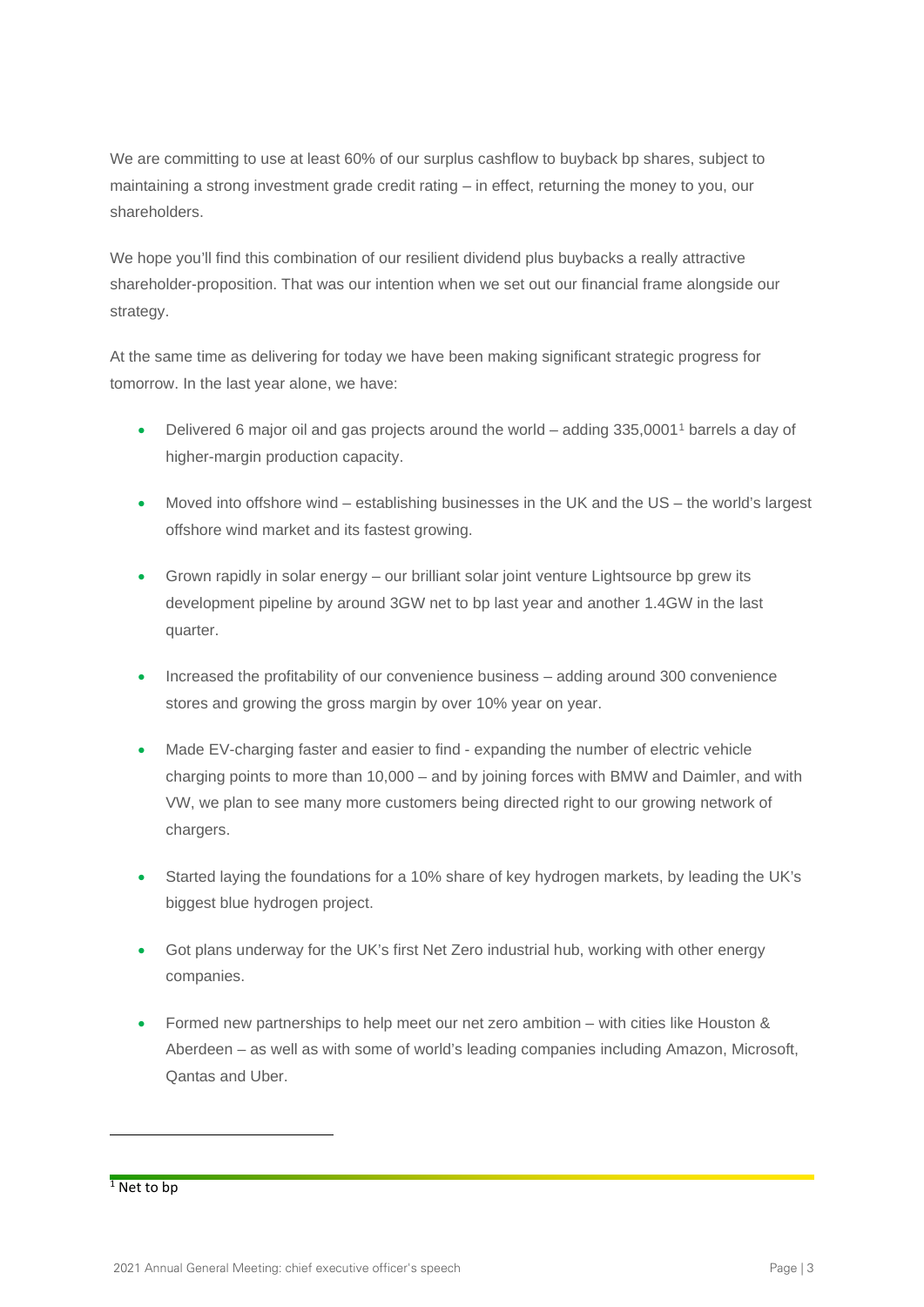We are committing to use at least 60% of our surplus cashflow to buyback bp shares, subject to maintaining a strong investment grade credit rating – in effect, returning the money to you, our shareholders.

We hope you'll find this combination of our resilient dividend plus buybacks a really attractive shareholder-proposition. That was our intention when we set out our financial frame alongside our strategy.

At the same time as delivering for today we have been making significant strategic progress for tomorrow. In the last year alone, we have:

- Delivered 6 major oil and gas projects around the world – adding 335,000[1] barrels a day of higher-margin production capacity.
- Moved into offshore wind – establishing businesses in the UK and the US – the world's largest offshore wind market and its fastest growing.
- Grown rapidly in solar energy – our brilliant solar joint venture Lightsource bp grew its development pipeline by around 3GW net to bp last year and another 1.4GW in the last quarter.
- Increased the profitability of our convenience business – adding around 300 convenience stores and growing the gross margin by over 10% year on year.
- Made EV-charging faster and easier to find - expanding the number of electric vehicle charging points to more than 10,000 – and by joining forces with BMW and Daimler, and with VW, we plan to see many more customers being directed right to our growing network of chargers.
- Started laying the foundations for a 10% share of key hydrogen markets, by leading the UK's biggest blue hydrogen project.
- Got plans underway for the UK's first Net Zero industrial hub, working with other energy companies.
- Formed new partnerships to help meet our net zero ambition – with cities like Houston & Aberdeen – as well as with some of world's leading companies including Amazon, Microsoft, Qantas and Uber.

[1] Net to bp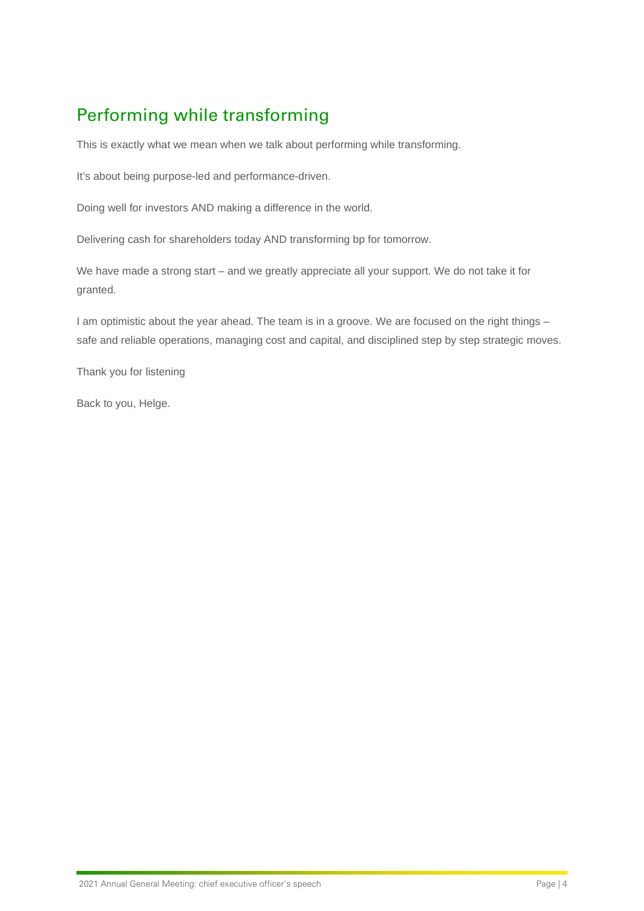## Performing while transforming

This is exactly what we mean when we talk about performing while transforming.

It's about being purpose-led and performance-driven.

Doing well for investors AND making a difference in the world.

Delivering cash for shareholders today AND transforming bp for tomorrow.

We have made a strong start – and we greatly appreciate all your support. We do not take it for granted.

I am optimistic about the year ahead. The team is in a groove. We are focused on the right things – safe and reliable operations, managing cost and capital, and disciplined step by step strategic moves.

Thank you for listening

Back to you, Helge.